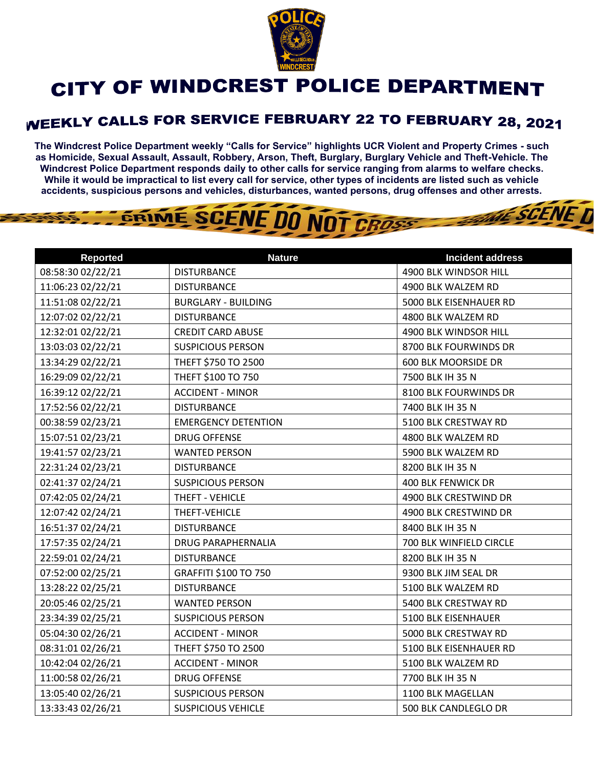# CITY OF WINDCREST POLICE DEPARTMENT

## WEEKLY CALLS FOR SERVICE FEBRUARY 22 TO FEBRUARY 28, 2021

**The Windcrest Police Department weekly "Calls for Service" highlights UCR Violent and Property Crimes - such as Homicide, Sexual Assault, Assault, Robbery, Arson, Theft, Burglary, Burglary Vehicle and Theft-Vehicle. The Windcrest Police Department responds daily to other calls for service ranging from alarms to welfare checks. While it would be impractical to list every call for service, other types of incidents are listed such as vehicle accidents, suspicious persons and vehicles, disturbances, wanted persons, drug offenses and other arrests.**

| Reported | Nature | Incident address |
|---|---|---|
| 08:58:30 02/22/21 | DISTURBANCE | 4900 BLK WINDSOR HILL |
| 11:06:23 02/22/21 | DISTURBANCE | 4900 BLK WALZEM RD |
| 11:51:08 02/22/21 | BURGLARY - BUILDING | 5000 BLK EISENHAUER RD |
| 12:07:02 02/22/21 | DISTURBANCE | 4800 BLK WALZEM RD |
| 12:32:01 02/22/21 | CREDIT CARD ABUSE | 4900 BLK WINDSOR HILL |
| 13:03:03 02/22/21 | SUSPICIOUS PERSON | 8700 BLK FOURWINDS DR |
| 13:34:29 02/22/21 | THEFT $750 TO 2500 | 600 BLK MOORSIDE DR |
| 16:29:09 02/22/21 | THEFT $100 TO 750 | 7500 BLK IH 35 N |
| 16:39:12 02/22/21 | ACCIDENT - MINOR | 8100 BLK FOURWINDS DR |
| 17:52:56 02/22/21 | DISTURBANCE | 7400 BLK IH 35 N |
| 00:38:59 02/23/21 | EMERGENCY DETENTION | 5100 BLK CRESTWAY RD |
| 15:07:51 02/23/21 | DRUG OFFENSE | 4800 BLK WALZEM RD |
| 19:41:57 02/23/21 | WANTED PERSON | 5900 BLK WALZEM RD |
| 22:31:24 02/23/21 | DISTURBANCE | 8200 BLK IH 35 N |
| 02:41:37 02/24/21 | SUSPICIOUS PERSON | 400 BLK FENWICK DR |
| 07:42:05 02/24/21 | THEFT - VEHICLE | 4900 BLK CRESTWIND DR |
| 12:07:42 02/24/21 | THEFT-VEHICLE | 4900 BLK CRESTWIND DR |
| 16:51:37 02/24/21 | DISTURBANCE | 8400 BLK IH 35 N |
| 17:57:35 02/24/21 | DRUG PARAPHERNALIA | 700 BLK WINFIELD CIRCLE |
| 22:59:01 02/24/21 | DISTURBANCE | 8200 BLK IH 35 N |
| 07:52:00 02/25/21 | GRAFFITI $100 TO 750 | 9300 BLK JIM SEAL DR |
| 13:28:22 02/25/21 | DISTURBANCE | 5100 BLK WALZEM RD |
| 20:05:46 02/25/21 | WANTED PERSON | 5400 BLK CRESTWAY RD |
| 23:34:39 02/25/21 | SUSPICIOUS PERSON | 5100 BLK EISENHAUER |
| 05:04:30 02/26/21 | ACCIDENT - MINOR | 5000 BLK CRESTWAY RD |
| 08:31:01 02/26/21 | THEFT $750 TO 2500 | 5100 BLK EISENHAUER RD |
| 10:42:04 02/26/21 | ACCIDENT - MINOR | 5100 BLK WALZEM RD |
| 11:00:58 02/26/21 | DRUG OFFENSE | 7700 BLK IH 35 N |
| 13:05:40 02/26/21 | SUSPICIOUS PERSON | 1100 BLK MAGELLAN |
| 13:33:43 02/26/21 | SUSPICIOUS VEHICLE | 500 BLK CANDLEGLO DR |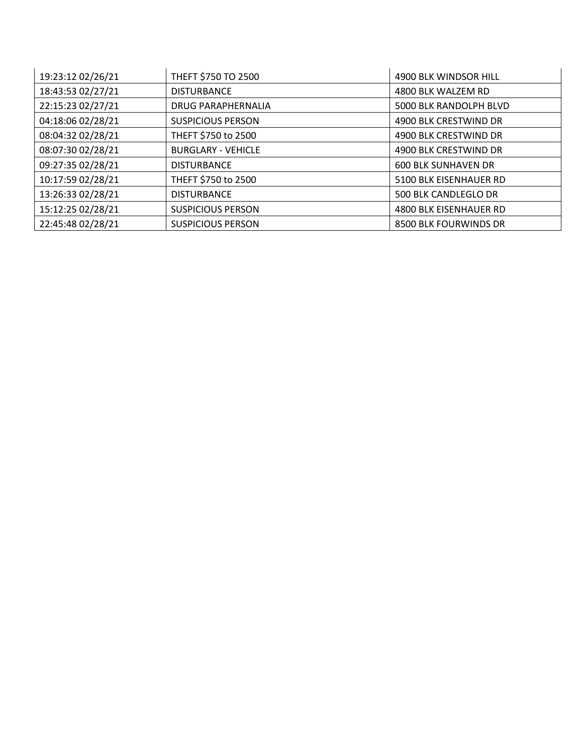| | | |
|---|---|---|
| 19:23:12 02/26/21 | THEFT $750 TO 2500 | 4900 BLK WINDSOR HILL |
| 18:43:53 02/27/21 | DISTURBANCE | 4800 BLK WALZEM RD |
| 22:15:23 02/27/21 | DRUG PARAPHERNALIA | 5000 BLK RANDOLPH BLVD |
| 04:18:06 02/28/21 | SUSPICIOUS PERSON | 4900 BLK CRESTWIND DR |
| 08:04:32 02/28/21 | THEFT $750 to 2500 | 4900 BLK CRESTWIND DR |
| 08:07:30 02/28/21 | BURGLARY - VEHICLE | 4900 BLK CRESTWIND DR |
| 09:27:35 02/28/21 | DISTURBANCE | 600 BLK SUNHAVEN DR |
| 10:17:59 02/28/21 | THEFT $750 to 2500 | 5100 BLK EISENHAUER RD |
| 13:26:33 02/28/21 | DISTURBANCE | 500 BLK CANDLEGLO DR |
| 15:12:25 02/28/21 | SUSPICIOUS PERSON | 4800 BLK EISENHAUER RD |
| 22:45:48 02/28/21 | SUSPICIOUS PERSON | 8500 BLK FOURWINDS DR |